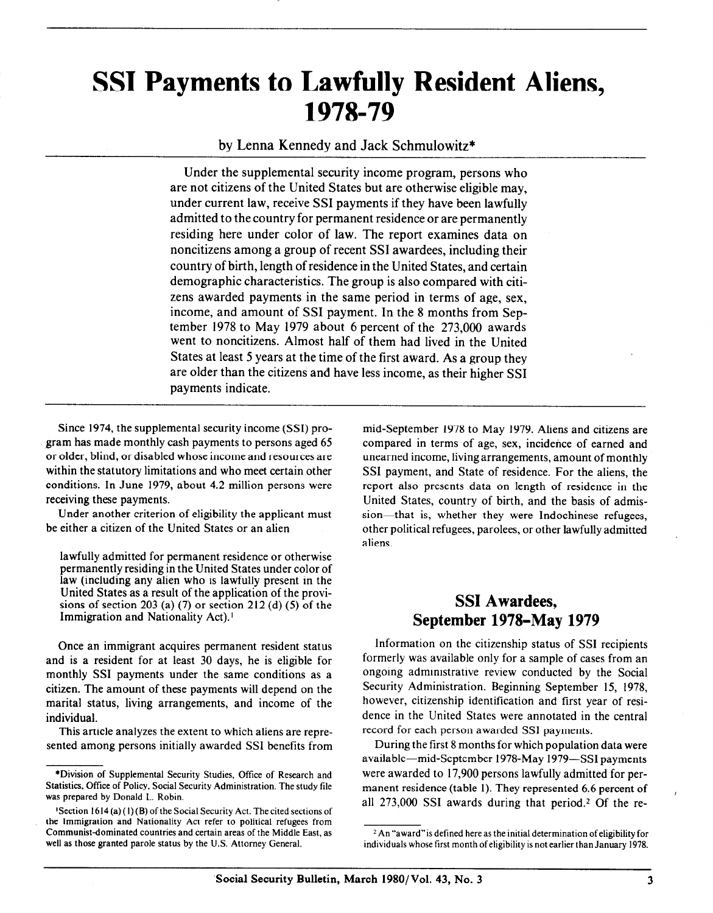# SSI Payments to Lawfully Resident Aliens, 1978-79

by Lenna Kennedy and Jack Schmulowitz*

Under the supplemental security income program, persons who are not citizens of the United States but are otherwise eligible may, under current law, receive SSI payments if they have been lawfully admitted to the country for permanent residence or are permanently residing here under color of law. The report examines data on noncitizens among a group of recent SSI awardees, including their country of birth, length of residence in the United States, and certain demographic characteristics. The group is also compared with citizens awarded payments in the same period in terms of age, sex, income, and amount of SSI payment. In the 8 months from September 1978 to May 1979 about 6 percent of the 273,000 awards went to noncitizens. Almost half of them had lived in the United States at least 5 years at the time of the first award. As a group they are older than the citizens and have less income, as their higher SSI payments indicate.

Since 1974, the supplemental security income (SSI) program has made monthly cash payments to persons aged 65 or older, blind, or disabled whose income and resources are within the statutory limitations and who meet certain other conditions. In June 1979, about 4.2 million persons were receiving these payments.

Under another criterion of eligibility the applicant must be either a citizen of the United States or an alien

> lawfully admitted for permanent residence or otherwise permanently residing in the United States under color of law (including any alien who is lawfully present in the United States as a result of the application of the provisions of section 203 (a) (7) or section 212 (d) (5) of the Immigration and Nationality Act).[1]

Once an immigrant acquires permanent resident status and is a resident for at least 30 days, he is eligible for monthly SSI payments under the same conditions as a citizen. The amount of these payments will depend on the marital status, living arrangements, and income of the individual.

This article analyzes the extent to which aliens are represented among persons initially awarded SSI benefits from mid-September 1978 to May 1979. Aliens and citizens are compared in terms of age, sex, incidence of earned and unearned income, living arrangements, amount of monthly SSI payment, and State of residence. For the aliens, the report also presents data on length of residence in the United States, country of birth, and the basis of admission—that is, whether they were Indochinese refugees, other political refugees, parolees, or other lawfully admitted aliens.

## SSI Awardees, September 1978–May 1979

Information on the citizenship status of SSI recipients formerly was available only for a sample of cases from an ongoing administrative review conducted by the Social Security Administration. Beginning September 15, 1978, however, citizenship identification and first year of residence in the United States were annotated in the central record for each person awarded SSI payments.

During the first 8 months for which population data were available—mid-September 1978-May 1979—SSI payments were awarded to 17,900 persons lawfully admitted for permanent residence (table 1). They represented 6.6 percent of all 273,000 SSI awards during that period.[2] Of the re-

---

*Division of Supplemental Security Studies, Office of Research and Statistics, Office of Policy, Social Security Administration. The study file was prepared by Donald L. Robin.

[1] Section 1614 (a) (1) (B) of the Social Security Act. The cited sections of the Immigration and Nationality Act refer to political refugees from Communist-dominated countries and certain areas of the Middle East, as well as those granted parole status by the U.S. Attorney General.

[2] An "award" is defined here as the initial determination of eligibility for individuals whose first month of eligibility is not earlier than January 1978.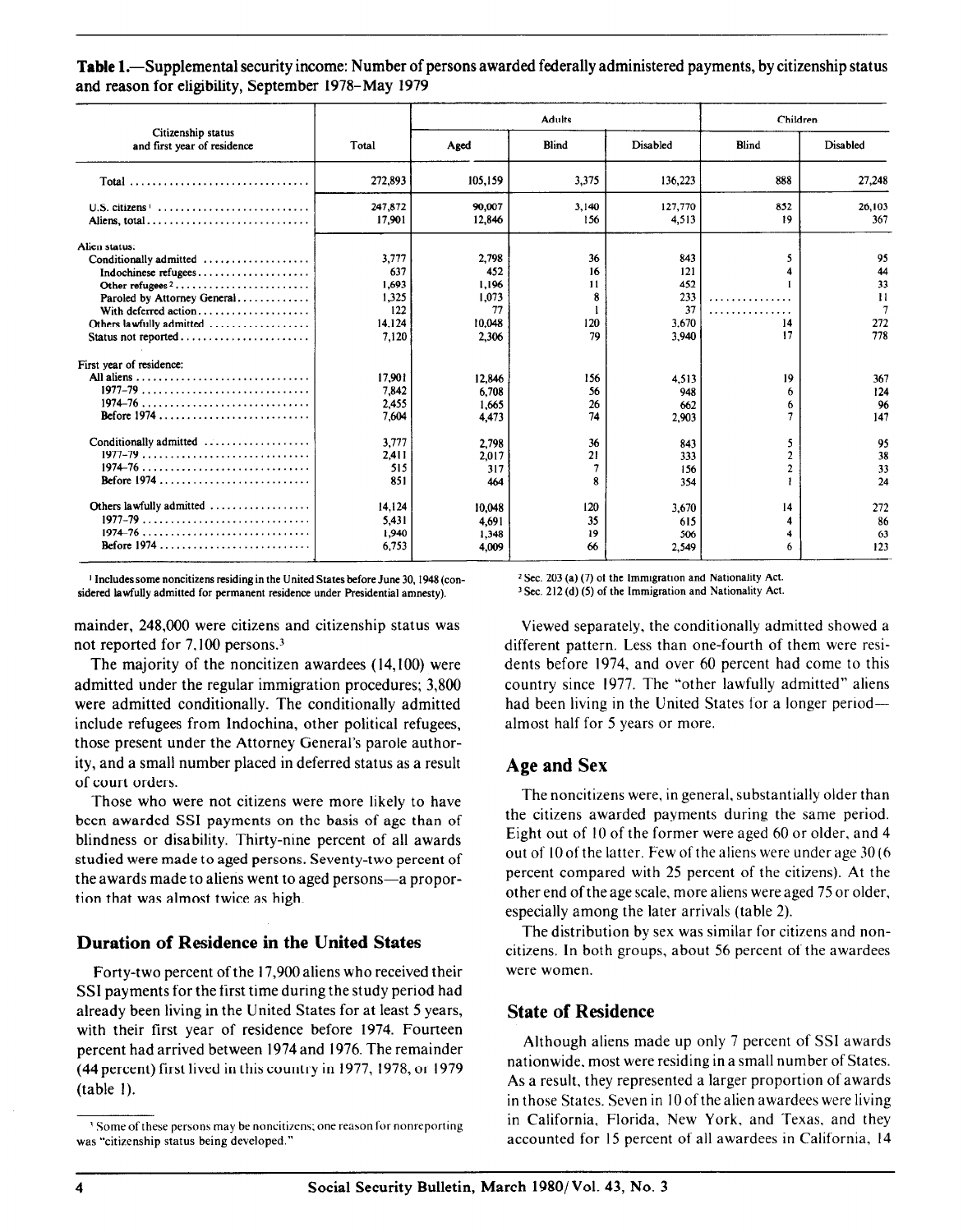**Table 1.**—Supplemental security income: Number of persons awarded federally administered payments, by citizenship status and reason for eligibility, September 1978–May 1979

| Citizenship status and first year of residence | Total | Adults | | | Children | |
|---|---|---|---|---|---|---|
| | | Aged | Blind | Disabled | Blind | Disabled |
| Total | 272,893 | 105,159 | 3,375 | 136,223 | 888 | 27,248 |
| U.S. citizens [1] | 247,872 | 90,007 | 3,140 | 127,770 | 852 | 26,103 |
| Aliens, total | 17,901 | 12,846 | 156 | 4,513 | 19 | 367 |
| Alien status: | | | | | | |
| Conditionally admitted | 3,777 | 2,798 | 36 | 843 | 5 | 95 |
| Indochinese refugees | 637 | 452 | 16 | 121 | 4 | 44 |
| Other refugees [2] | 1,693 | 1,196 | 11 | 452 | 1 | 33 |
| Paroled by Attorney General | 1,325 | 1,073 | 8 | 233 | ............... | 11 |
| With deferred action | 122 | 77 | 1 | 37 | ............... | 7 |
| Others lawfully admitted | 14,124 | 10,048 | 120 | 3,670 | 14 | 272 |
| Status not reported | 7,120 | 2,306 | 79 | 3,940 | 17 | 778 |
| First year of residence: | | | | | | |
| All aliens | 17,901 | 12,846 | 156 | 4,513 | 19 | 367 |
| 1977–79 | 7,842 | 6,708 | 56 | 948 | 6 | 124 |
| 1974–76 | 2,455 | 1,665 | 26 | 662 | 6 | 96 |
| Before 1974 | 7,604 | 4,473 | 74 | 2,903 | 7 | 147 |
| Conditionally admitted | 3,777 | 2,798 | 36 | 843 | 5 | 95 |
| 1977–79 | 2,411 | 2,017 | 21 | 333 | 2 | 38 |
| 1974–76 | 515 | 317 | 7 | 156 | 2 | 33 |
| Before 1974 | 851 | 464 | 8 | 354 | 1 | 24 |
| Others lawfully admitted | 14,124 | 10,048 | 120 | 3,670 | 14 | 272 |
| 1977–79 | 5,431 | 4,691 | 35 | 615 | 4 | 86 |
| 1974–76 | 1,940 | 1,348 | 19 | 506 | 4 | 63 |
| Before 1974 | 6,753 | 4,009 | 66 | 2,549 | 6 | 123 |

[1] Includes some noncitizens residing in the United States before June 30, 1948 (considered lawfully admitted for permanent residence under Presidential amnesty).

[2] Sec. 203 (a) (7) of the Immigration and Nationality Act.

[3] Sec. 212 (d) (5) of the Immigration and Nationality Act.

mainder, 248,000 were citizens and citizenship status was not reported for 7,100 persons.[3]

The majority of the noncitizen awardees (14,100) were admitted under the regular immigration procedures; 3,800 were admitted conditionally. The conditionally admitted include refugees from Indochina, other political refugees, those present under the Attorney General's parole authority, and a small number placed in deferred status as a result of court orders.

Those who were not citizens were more likely to have been awarded SSI payments on the basis of age than of blindness or disability. Thirty-nine percent of all awards studied were made to aged persons. Seventy-two percent of the awards made to aliens went to aged persons—a proportion that was almost twice as high.

## Duration of Residence in the United States

Forty-two percent of the 17,900 aliens who received their SSI payments for the first time during the study period had already been living in the United States for at least 5 years, with their first year of residence before 1974. Fourteen percent had arrived between 1974 and 1976. The remainder (44 percent) first lived in this country in 1977, 1978, or 1979 (table 1).

[3] Some of these persons may be noncitizens; one reason for nonreporting was "citizenship status being developed."

Viewed separately, the conditionally admitted showed a different pattern. Less than one-fourth of them were residents before 1974, and over 60 percent had come to this country since 1977. The "other lawfully admitted" aliens had been living in the United States for a longer period—almost half for 5 years or more.

## Age and Sex

The noncitizens were, in general, substantially older than the citizens awarded payments during the same period. Eight out of 10 of the former were aged 60 or older, and 4 out of 10 of the latter. Few of the aliens were under age 30 (6 percent compared with 25 percent of the citizens). At the other end of the age scale, more aliens were aged 75 or older, especially among the later arrivals (table 2).

The distribution by sex was similar for citizens and noncitizens. In both groups, about 56 percent of the awardees were women.

## State of Residence

Although aliens made up only 7 percent of SSI awards nationwide, most were residing in a small number of States. As a result, they represented a larger proportion of awards in those States. Seven in 10 of the alien awardees were living in California, Florida, New York, and Texas, and they accounted for 15 percent of all awardees in California, 14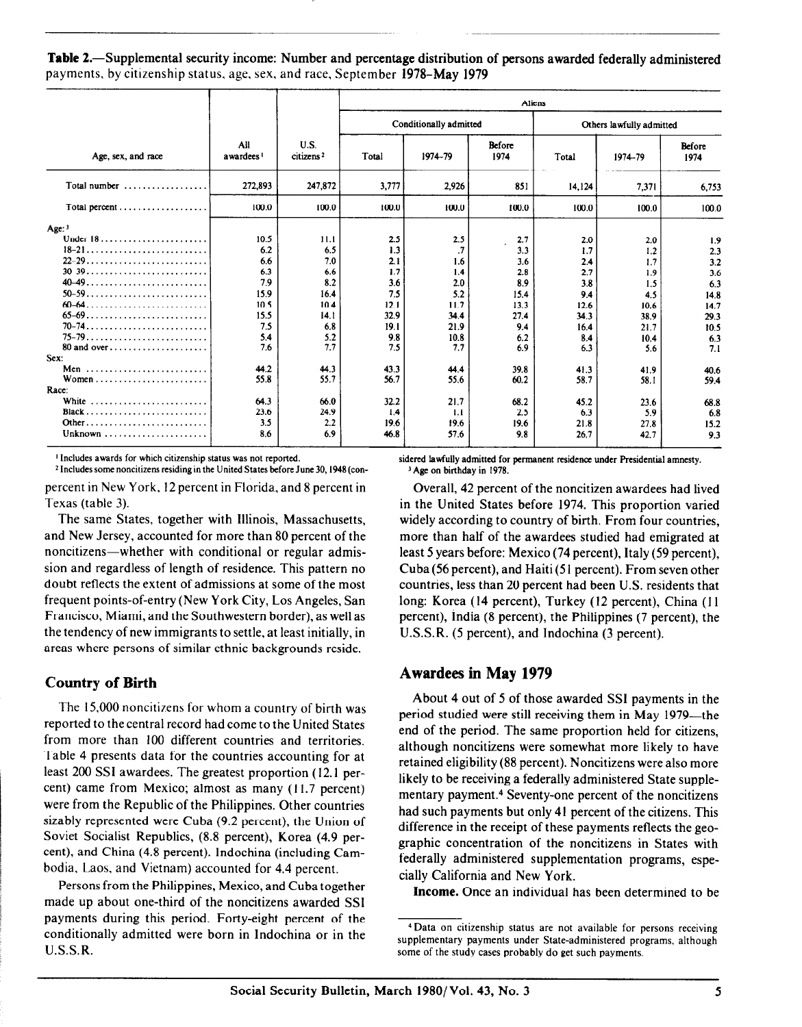**Table 2.**—Supplemental security income: Number and percentage distribution of persons awarded federally administered payments, by citizenship status, age, sex, and race, September 1978–May 1979

| Age, sex, and race | All awardees [1] | U.S. citizens [2] | Aliens | | | | | |
|---|---|---|---|---|---|---|---|---|
| | | | Conditionally admitted | | | Others lawfully admitted | | |
| | | | Total | 1974–79 | Before 1974 | Total | 1974–79 | Before 1974 |
| Total number | 272,893 | 247,872 | 3,777 | 2,926 | 851 | 14,124 | 7,371 | 6,753 |
| Total percent | 100.0 | 100.0 | 100.0 | 100.0 | 100.0 | 100.0 | 100.0 | 100.0 |
| Age: [3] | | | | | | | | |
| Under 18 | 10.5 | 11.1 | 2.5 | 2.5 | 2.7 | 2.0 | 2.0 | 1.9 |
| 18–21 | 6.2 | 6.5 | 1.3 | .7 | 3.3 | 1.7 | 1.2 | 2.3 |
| 22–29 | 6.6 | 7.0 | 2.1 | 1.6 | 3.6 | 2.4 | 1.7 | 3.2 |
| 30–39 | 6.3 | 6.6 | 1.7 | 1.4 | 2.8 | 2.7 | 1.9 | 3.6 |
| 40–49 | 7.9 | 8.2 | 3.6 | 2.0 | 8.9 | 3.8 | 1.5 | 6.3 |
| 50–59 | 15.9 | 16.4 | 7.5 | 5.2 | 15.4 | 9.4 | 4.5 | 14.8 |
| 60–64 | 10.5 | 10.4 | 12.1 | 11.7 | 13.3 | 12.6 | 10.6 | 14.7 |
| 65–69 | 15.5 | 14.1 | 32.9 | 34.4 | 27.4 | 34.3 | 38.9 | 29.3 |
| 70–74 | 7.5 | 6.8 | 19.1 | 21.9 | 9.4 | 16.4 | 21.7 | 10.5 |
| 75–79 | 5.4 | 5.2 | 9.8 | 10.8 | 6.2 | 8.4 | 10.4 | 6.3 |
| 80 and over | 7.6 | 7.7 | 7.5 | 7.7 | 6.9 | 6.3 | 5.6 | 7.1 |
| Sex: | | | | | | | | |
| Men | 44.2 | 44.3 | 43.3 | 44.4 | 39.8 | 41.3 | 41.9 | 40.6 |
| Women | 55.8 | 55.7 | 56.7 | 55.6 | 60.2 | 58.7 | 58.1 | 59.4 |
| Race: | | | | | | | | |
| White | 64.3 | 66.0 | 32.2 | 21.7 | 68.2 | 45.2 | 23.6 | 68.8 |
| Black | 23.6 | 24.9 | 1.4 | 1.1 | 2.5 | 6.3 | 5.9 | 6.8 |
| Other | 3.5 | 2.2 | 19.6 | 19.6 | 19.6 | 21.8 | 27.8 | 15.2 |
| Unknown | 8.6 | 6.9 | 46.8 | 57.6 | 9.8 | 26.7 | 42.7 | 9.3 |

[1] Includes awards for which citizenship status was not reported.

[2] Includes some noncitizens residing in the United States before June 30, 1948 (considered lawfully admitted for permanent residence under Presidential amnesty.

[3] Age on birthday in 1978.

percent in New York, 12 percent in Florida, and 8 percent in Texas (table 3).

The same States, together with Illinois, Massachusetts, and New Jersey, accounted for more than 80 percent of the noncitizens—whether with conditional or regular admission and regardless of length of residence. This pattern no doubt reflects the extent of admissions at some of the most frequent points-of-entry (New York City, Los Angeles, San Francisco, Miami, and the Southwestern border), as well as the tendency of new immigrants to settle, at least initially, in areas where persons of similar ethnic backgrounds reside.

## Country of Birth

The 15,000 noncitizens for whom a country of birth was reported to the central record had come to the United States from more than 100 different countries and territories. Table 4 presents data for the countries accounting for at least 200 SSI awardees. The greatest proportion (12.1 percent) came from Mexico; almost as many (11.7 percent) were from the Republic of the Philippines. Other countries sizably represented were Cuba (9.2 percent), the Union of Soviet Socialist Republics, (8.8 percent), Korea (4.9 percent), and China (4.8 percent). Indochina (including Cambodia, Laos, and Vietnam) accounted for 4.4 percent.

Persons from the Philippines, Mexico, and Cuba together made up about one-third of the noncitizens awarded SSI payments during this period. Forty-eight percent of the conditionally admitted were born in Indochina or in the U.S.S.R.

Overall, 42 percent of the noncitizen awardees had lived in the United States before 1974. This proportion varied widely according to country of birth. From four countries, more than half of the awardees studied had emigrated at least 5 years before: Mexico (74 percent), Italy (59 percent), Cuba (56 percent), and Haiti (51 percent). From seven other countries, less than 20 percent had been U.S. residents that long: Korea (14 percent), Turkey (12 percent), China (11 percent), India (8 percent), the Philippines (7 percent), the U.S.S.R. (5 percent), and Indochina (3 percent).

## Awardees in May 1979

About 4 out of 5 of those awarded SSI payments in the period studied were still receiving them in May 1979—the end of the period. The same proportion held for citizens, although noncitizens were somewhat more likely to have retained eligibility (88 percent). Noncitizens were also more likely to be receiving a federally administered State supplementary payment.[4] Seventy-one percent of the noncitizens had such payments but only 41 percent of the citizens. This difference in the receipt of these payments reflects the geographic concentration of the noncitizens in States with federally administered supplementation programs, especially California and New York.

**Income.** Once an individual has been determined to be

[4] Data on citizenship status are not available for persons receiving supplementary payments under State-administered programs, although some of the study cases probably do get such payments.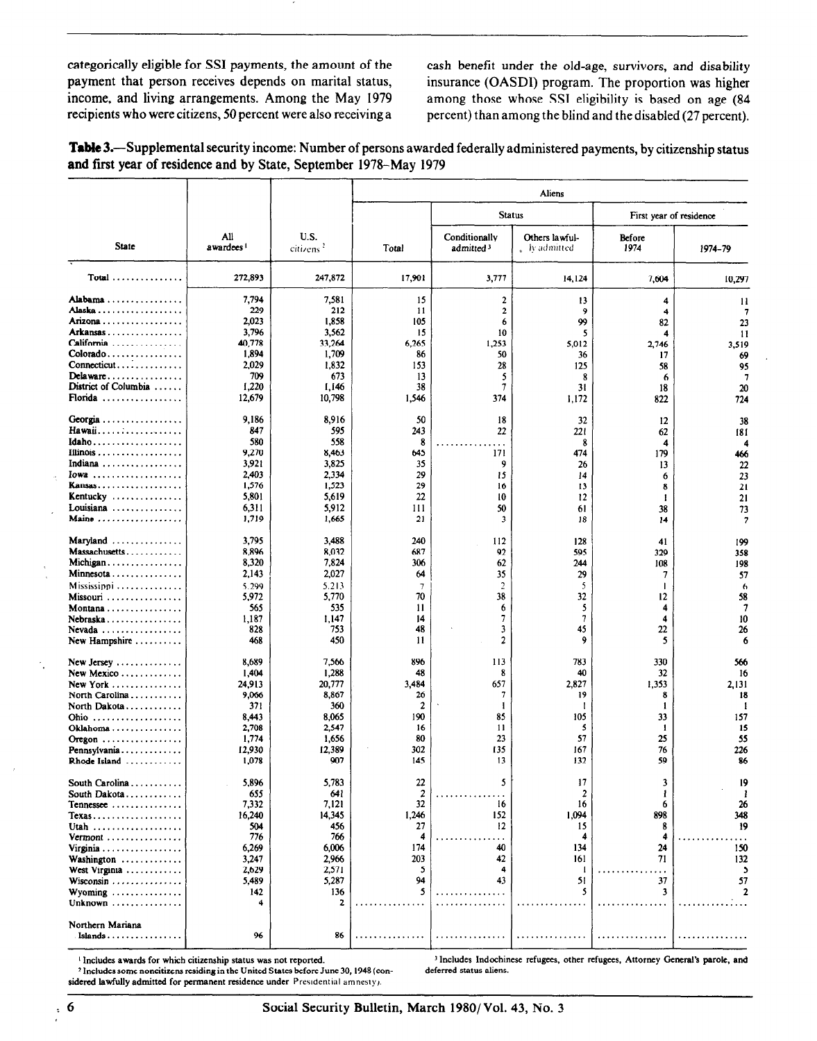categorically eligible for SSI payments, the amount of the payment that person receives depends on marital status, income, and living arrangements. Among the May 1979 recipients who were citizens, 50 percent were also receiving a cash benefit under the old-age, survivors, and disability insurance (OASDI) program. The proportion was higher among those whose SSI eligibility is based on age (84 percent) than among the blind and the disabled (27 percent).

**Table 3.**—Supplemental security income: Number of persons awarded federally administered payments, by citizenship status and first year of residence and by State, September 1978–May 1979

| State | All awardees [1] | U.S. citizens [2] | Aliens | | | | |
|---|---|---|---|---|---|---|---|
| | | | Total | Status | | First year of residence | |
| | | | | Conditionally admitted [3] | Others lawfully admitted | Before 1974 | 1974–79 |
| Total | 272,893 | 247,872 | 17,901 | 3,777 | 14,124 | 7,604 | 10,297 |
| Alabama | 7,794 | 7,581 | 15 | 2 | 13 | 4 | 11 |
| Alaska | 229 | 212 | 11 | 2 | 9 | 4 | 7 |
| Arizona | 2,023 | 1,858 | 105 | 6 | 99 | 82 | 23 |
| Arkansas | 3,796 | 3,562 | 15 | 10 | 5 | 4 | 11 |
| California | 40,778 | 33,264 | 6,265 | 1,253 | 5,012 | 2,746 | 3,519 |
| Colorado | 1,894 | 1,709 | 86 | 50 | 36 | 17 | 69 |
| Connecticut | 2,029 | 1,832 | 153 | 28 | 125 | 58 | 95 |
| Delaware | 709 | 673 | 13 | 5 | 8 | 6 | 7 |
| District of Columbia | 1,220 | 1,146 | 38 | 7 | 31 | 18 | 20 |
| Florida | 12,679 | 10,798 | 1,546 | 374 | 1,172 | 822 | 724 |
| Georgia | 9,186 | 8,916 | 50 | 18 | 32 | 12 | 38 |
| Hawaii | 847 | 595 | 243 | 22 | 221 | 62 | 181 |
| Idaho | 580 | 558 | 8 | ...... | 8 | 4 | 4 |
| Illinois | 9,270 | 8,463 | 645 | 171 | 474 | 179 | 466 |
| Indiana | 3,921 | 3,825 | 35 | 9 | 26 | 13 | 22 |
| Iowa | 2,403 | 2,334 | 29 | 15 | 14 | 6 | 23 |
| Kansas | 1,576 | 1,523 | 29 | 16 | 13 | 8 | 21 |
| Kentucky | 5,801 | 5,619 | 22 | 10 | 12 | 1 | 21 |
| Louisiana | 6,311 | 5,912 | 111 | 50 | 61 | 38 | 73 |
| Maine | 1,719 | 1,665 | 21 | 3 | 18 | 14 | 7 |
| Maryland | 3,795 | 3,488 | 240 | 112 | 128 | 41 | 199 |
| Massachusetts | 8,896 | 8,032 | 687 | 92 | 595 | 329 | 358 |
| Michigan | 8,320 | 7,824 | 306 | 62 | 244 | 108 | 198 |
| Minnesota | 2,143 | 2,027 | 64 | 35 | 29 | 7 | 57 |
| Mississippi | 5,299 | 5,213 | 7 | 2 | 5 | 1 | 6 |
| Missouri | 5,972 | 5,770 | 70 | 38 | 32 | 12 | 58 |
| Montana | 565 | 535 | 11 | 6 | 5 | 4 | 7 |
| Nebraska | 1,187 | 1,147 | 14 | 7 | 7 | 4 | 10 |
| Nevada | 828 | 753 | 48 | 3 | 45 | 22 | 26 |
| New Hampshire | 468 | 450 | 11 | 2 | 9 | 5 | 6 |
| New Jersey | 8,689 | 7,566 | 896 | 113 | 783 | 330 | 566 |
| New Mexico | 1,404 | 1,288 | 48 | 8 | 40 | 32 | 16 |
| New York | 24,913 | 20,777 | 3,484 | 657 | 2,827 | 1,353 | 2,131 |
| North Carolina | 9,066 | 8,867 | 26 | 7 | 19 | 8 | 18 |
| North Dakota | 371 | 360 | 2 | 1 | 1 | 1 | 1 |
| Ohio | 8,443 | 8,065 | 190 | 85 | 105 | 33 | 157 |
| Oklahoma | 2,708 | 2,547 | 16 | 11 | 5 | 1 | 15 |
| Oregon | 1,774 | 1,656 | 80 | 23 | 57 | 25 | 55 |
| Pennsylvania | 12,930 | 12,389 | 302 | 135 | 167 | 76 | 226 |
| Rhode Island | 1,078 | 907 | 145 | 13 | 132 | 59 | 86 |
| South Carolina | 5,896 | 5,783 | 22 | 5 | 17 | 3 | 19 |
| South Dakota | 655 | 641 | 2 | ...... | 2 | 1 | 1 |
| Tennessee | 7,332 | 7,121 | 32 | 16 | 16 | 6 | 26 |
| Texas | 16,240 | 14,345 | 1,246 | 152 | 1,094 | 898 | 348 |
| Utah | 504 | 456 | 27 | 12 | 15 | 8 | 19 |
| Vermont | 776 | 766 | 4 | ...... | 4 | 4 | ...... |
| Virginia | 6,269 | 6,006 | 174 | 40 | 134 | 24 | 150 |
| Washington | 3,247 | 2,966 | 203 | 42 | 161 | 71 | 132 |
| West Virginia | 2,629 | 2,571 | 5 | 4 | 1 | ...... | 5 |
| Wisconsin | 5,489 | 5,287 | 94 | 43 | 51 | 37 | 57 |
| Wyoming | 142 | 136 | 5 | ...... | 5 | 3 | 2 |
| Unknown | 4 | 2 | ...... | ...... | ...... | ...... | ...... |
| Northern Mariana Islands | 96 | 86 | ...... | ...... | ...... | ...... | ...... |

[1] Includes awards for which citizenship status was not reported.

[2] Includes some noncitizens residing in the United States before June 30, 1948 (considered lawfully admitted for permanent residence under Presidential amnesty).

[3] Includes Indochinese refugees, other refugees, Attorney General's parole, and deferred status aliens.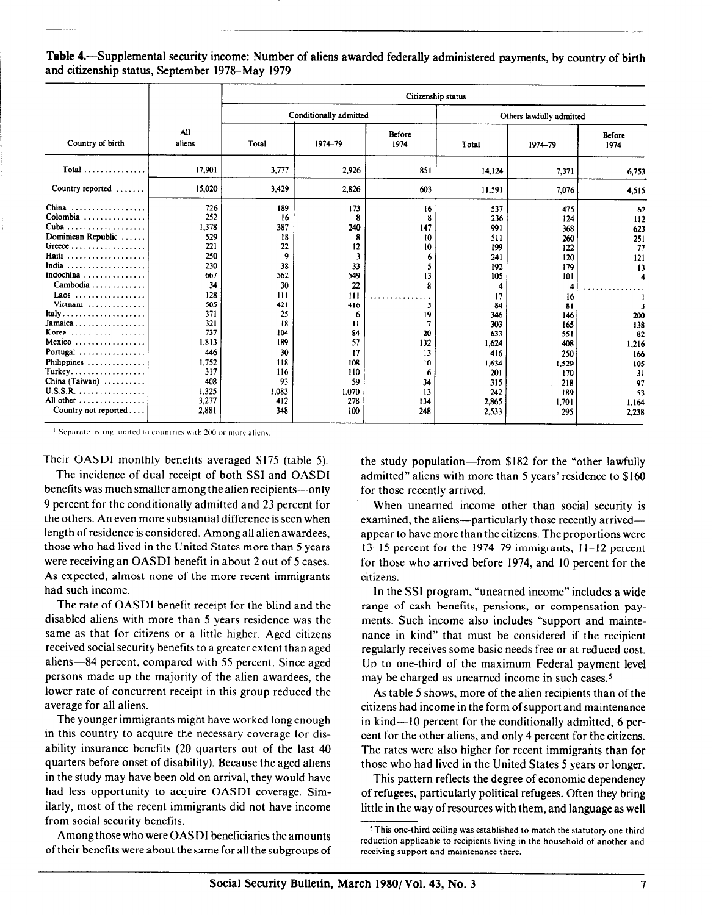**Table 4.—Supplemental security income: Number of aliens awarded federally administered payments, by country of birth and citizenship status, September 1978–May 1979**

| Country of birth | All aliens | Citizenship status | | | | | |
|---|---|---|---|---|---|---|---|
| | | Conditionally admitted | | | Others lawfully admitted | | |
| | | Total | 1974–79 | Before 1974 | Total | 1974–79 | Before 1974 |
| Total | 17,901 | 3,777 | 2,926 | 851 | 14,124 | 7,371 | 6,753 |
| Country reported | 15,020 | 3,429 | 2,826 | 603 | 11,591 | 7,076 | 4,515 |
| China | 726 | 189 | 173 | 16 | 537 | 475 | 62 |
| Colombia | 252 | 16 | 8 | 8 | 236 | 124 | 112 |
| Cuba | 1,378 | 387 | 240 | 147 | 991 | 368 | 623 |
| Dominican Republic | 529 | 18 | 8 | 10 | 511 | 260 | 251 |
| Greece | 221 | 22 | 12 | 10 | 199 | 122 | 77 |
| Haiti | 250 | 9 | 3 | 6 | 241 | 120 | 121 |
| India | 230 | 38 | 33 | 5 | 192 | 179 | 13 |
| Indochina | 667 | 562 | 549 | 13 | 105 | 101 | 4 |
| Cambodia | 34 | 30 | 22 | 8 | 4 | 4 | ........ |
| Laos | 128 | 111 | 111 | ........ | 17 | 16 | 1 |
| Vietnam | 505 | 421 | 416 | 5 | 84 | 81 | 3 |
| Italy | 371 | 25 | 6 | 19 | 346 | 146 | 200 |
| Jamaica | 321 | 18 | 11 | 7 | 303 | 165 | 138 |
| Korea | 737 | 104 | 84 | 20 | 633 | 551 | 82 |
| Mexico | 1,813 | 189 | 57 | 132 | 1,624 | 408 | 1,216 |
| Portugal | 446 | 30 | 17 | 13 | 416 | 250 | 166 |
| Philippines | 1,752 | 118 | 108 | 10 | 1,634 | 1,529 | 105 |
| Turkey | 317 | 116 | 110 | 6 | 201 | 170 | 31 |
| China (Taiwan) | 408 | 93 | 59 | 34 | 315 | 218 | 97 |
| U.S.S.R. | 1,325 | 1,083 | 1,070 | 13 | 242 | 189 | 53 |
| All other | 3,277 | 412 | 278 | 134 | 2,865 | 1,701 | 1,164 |
| Country not reported | 2,881 | 348 | 100 | 248 | 2,533 | 295 | 2,238 |

[1] Separate listing limited to countries with 200 or more aliens.

Their OASDI monthly benefits averaged $175 (table 5).

The incidence of dual receipt of both SSI and OASDI benefits was much smaller among the alien recipients—only 9 percent for the conditionally admitted and 23 percent for the others. An even more substantial difference is seen when length of residence is considered. Among all alien awardees, those who had lived in the United States more than 5 years were receiving an OASDI benefit in about 2 out of 5 cases. As expected, almost none of the more recent immigrants had such income.

The rate of OASDI benefit receipt for the blind and the disabled aliens with more than 5 years residence was the same as that for citizens or a little higher. Aged citizens received social security benefits to a greater extent than aged aliens—84 percent, compared with 55 percent. Since aged persons made up the majority of the alien awardees, the lower rate of concurrent receipt in this group reduced the average for all aliens.

The younger immigrants might have worked long enough in this country to acquire the necessary coverage for disability insurance benefits (20 quarters out of the last 40 quarters before onset of disability). Because the aged aliens in the study may have been old on arrival, they would have had less opportunity to acquire OASDI coverage. Similarly, most of the recent immigrants did not have income from social security benefits.

Among those who were OASDI beneficiaries the amounts of their benefits were about the same for all the subgroups of the study population—from $182 for the "other lawfully admitted" aliens with more than 5 years' residence to $160 for those recently arrived.

When unearned income other than social security is examined, the aliens—particularly those recently arrived—appear to have more than the citizens. The proportions were 13–15 percent for the 1974–79 immigrants, 11–12 percent for those who arrived before 1974, and 10 percent for the citizens.

In the SSI program, "unearned income" includes a wide range of cash benefits, pensions, or compensation payments. Such income also includes "support and maintenance in kind" that must be considered if the recipient regularly receives some basic needs free or at reduced cost. Up to one-third of the maximum Federal payment level may be charged as unearned income in such cases.[5]

As table 5 shows, more of the alien recipients than of the citizens had income in the form of support and maintenance in kind—10 percent for the conditionally admitted, 6 percent for the other aliens, and only 4 percent for the citizens. The rates were also higher for recent immigrants than for those who had lived in the United States 5 years or longer.

This pattern reflects the degree of economic dependency of refugees, particularly political refugees. Often they bring little in the way of resources with them, and language as well

[5] This one-third ceiling was established to match the statutory one-third reduction applicable to recipients living in the household of another and receiving support and maintenance there.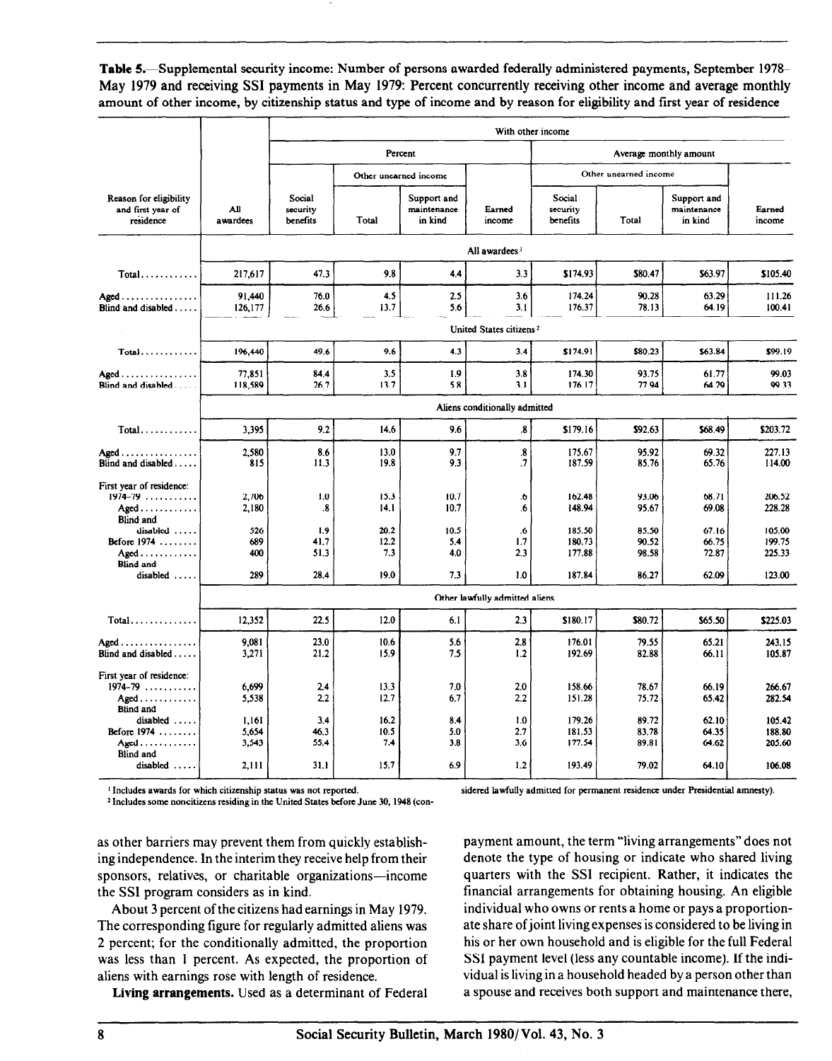**Table 5.**—Supplemental security income: Number of persons awarded federally administered payments, September 1978–May 1979 and receiving SSI payments in May 1979: Percent concurrently receiving other income and average monthly amount of other income, by citizenship status and type of income and by reason for eligibility and first year of residence

| Reason for eligibility and first year of residence | All awardees | With other income | | | | | | | |
|---|---|---|---|---|---|---|---|---|---|
| | | Percent | | | | Average monthly amount | | | |
| | | Social security benefits | Other unearned income | | Earned income | Social security benefits | Other unearned income | | Earned income |
| | | | Total | Support and maintenance in kind | | | Total | Support and maintenance in kind | |
| | All awardees[1] | | | | | | | | |
| Total | 217,617 | 47.3 | 9.8 | 4.4 | 3.3 | $174.93 | $80.47 | $63.97 | $105.40 |
| Aged | 91,440 | 76.0 | 4.5 | 2.5 | 3.6 | 174.24 | 90.28 | 63.29 | 111.26 |
| Blind and disabled | 126,177 | 26.6 | 13.7 | 5.6 | 3.1 | 176.37 | 78.13 | 64.19 | 100.41 |
| | United States citizens[2] | | | | | | | | |
| Total | 196,440 | 49.6 | 9.6 | 4.3 | 3.4 | $174.91 | $80.23 | $63.84 | $99.19 |
| Aged | 77,851 | 84.4 | 3.5 | 1.9 | 3.8 | 174.30 | 93.75 | 61.77 | 99.03 |
| Blind and disabled | 118,589 | 26.7 | 13.7 | 5.8 | 3.1 | 176.17 | 77.94 | 64.29 | 99.33 |
| | Aliens conditionally admitted | | | | | | | | |
| Total | 3,395 | 9.2 | 14.6 | 9.6 | .8 | $179.16 | $92.63 | $68.49 | $203.72 |
| Aged | 2,580 | 8.6 | 13.0 | 9.7 | .8 | 175.67 | 95.92 | 69.32 | 227.13 |
| Blind and disabled | 815 | 11.3 | 19.8 | 9.3 | .7 | 187.59 | 85.76 | 65.76 | 114.00 |
| First year of residence: | | | | | | | | | |
| 1974–79 | 2,706 | 1.0 | 15.3 | 10.7 | .6 | 162.48 | 93.06 | 68.71 | 206.52 |
| Aged | 2,180 | .8 | 14.1 | 10.7 | .6 | 148.94 | 95.67 | 69.08 | 228.28 |
| Blind and disabled | 526 | 1.9 | 20.2 | 10.5 | .6 | 185.50 | 85.50 | 67.16 | 105.00 |
| Before 1974 | 689 | 41.7 | 12.2 | 5.4 | 1.7 | 180.73 | 90.52 | 66.75 | 199.75 |
| Aged | 400 | 51.3 | 7.3 | 4.0 | 2.3 | 177.88 | 98.58 | 72.87 | 225.33 |
| Blind and disabled | 289 | 28.4 | 19.0 | 7.3 | 1.0 | 187.84 | 86.27 | 62.09 | 123.00 |
| | Other lawfully admitted aliens | | | | | | | | |
| Total | 12,352 | 22.5 | 12.0 | 6.1 | 2.3 | $180.17 | $80.72 | $65.50 | $225.03 |
| Aged | 9,081 | 23.0 | 10.6 | 5.6 | 2.8 | 176.01 | 79.55 | 65.21 | 243.15 |
| Blind and disabled | 3,271 | 21.2 | 15.9 | 7.5 | 1.2 | 192.69 | 82.88 | 66.11 | 105.87 |
| First year of residence: | | | | | | | | | |
| 1974–79 | 6,699 | 2.4 | 13.3 | 7.0 | 2.0 | 158.66 | 78.67 | 66.19 | 266.67 |
| Aged | 5,538 | 2.2 | 12.7 | 6.7 | 2.2 | 151.28 | 75.72 | 65.42 | 282.54 |
| Blind and disabled | 1,161 | 3.4 | 16.2 | 8.4 | 1.0 | 179.26 | 89.72 | 62.10 | 105.42 |
| Before 1974 | 5,654 | 46.3 | 10.5 | 5.0 | 2.7 | 181.53 | 83.78 | 64.35 | 188.80 |
| Aged | 3,543 | 55.4 | 7.4 | 3.8 | 3.6 | 177.54 | 89.81 | 64.62 | 205.60 |
| Blind and disabled | 2,111 | 31.1 | 15.7 | 6.9 | 1.2 | 193.49 | 79.02 | 64.10 | 106.08 |

[1] Includes awards for which citizenship status was not reported.

[2] Includes some noncitizens residing in the United States before June 30, 1948 (considered lawfully admitted for permanent residence under Presidential amnesty).

as other barriers may prevent them from quickly establishing independence. In the interim they receive help from their sponsors, relatives, or charitable organizations—income the SSI program considers as in kind.

About 3 percent of the citizens had earnings in May 1979. The corresponding figure for regularly admitted aliens was 2 percent; for the conditionally admitted, the proportion was less than 1 percent. As expected, the proportion of aliens with earnings rose with length of residence.

**Living arrangements.** Used as a determinant of Federal payment amount, the term "living arrangements" does not denote the type of housing or indicate who shared living quarters with the SSI recipient. Rather, it indicates the financial arrangements for obtaining housing. An eligible individual who owns or rents a home or pays a proportionate share of joint living expenses is considered to be living in his or her own household and is eligible for the full Federal SSI payment level (less any countable income). If the individual is living in a household headed by a person other than a spouse and receives both support and maintenance there,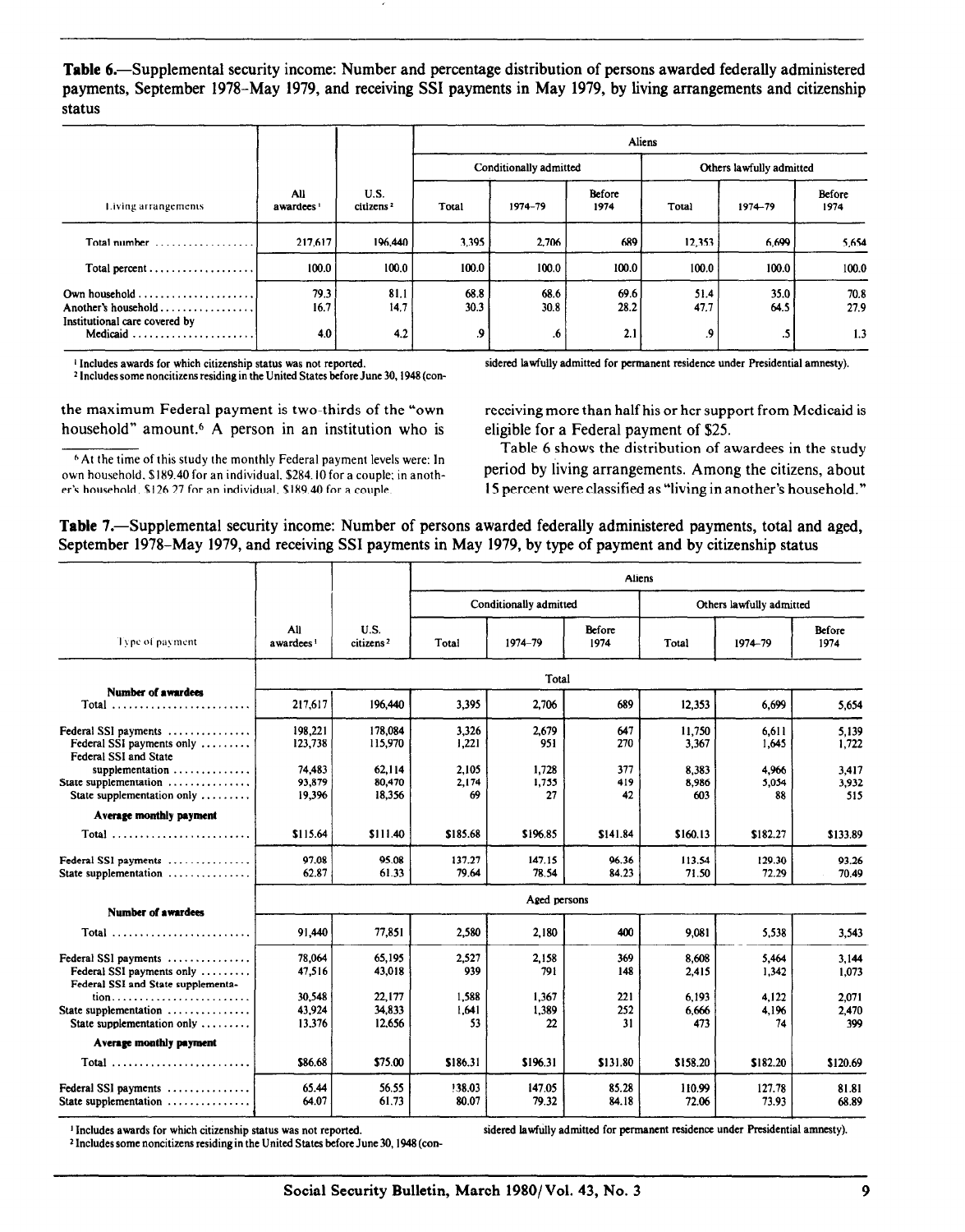**Table 6.**—Supplemental security income: Number and percentage distribution of persons awarded federally administered payments, September 1978–May 1979, and receiving SSI payments in May 1979, by living arrangements and citizenship status

| Living arrangements | All awardees[1] | U.S. citizens[2] | Aliens | | | | | |
|---|---|---|---|---|---|---|---|---|
| | | | Conditionally admitted | | | Others lawfully admitted | | |
| | | | Total | 1974–79 | Before 1974 | Total | 1974–79 | Before 1974 |
| Total number | 217,617 | 196,440 | 3,395 | 2,706 | 689 | 12,353 | 6,699 | 5,654 |
| Total percent | 100.0 | 100.0 | 100.0 | 100.0 | 100.0 | 100.0 | 100.0 | 100.0 |
| Own household | 79.3 | 81.1 | 68.8 | 68.6 | 69.6 | 51.4 | 35.0 | 70.8 |
| Another's household | 16.7 | 14.7 | 30.3 | 30.8 | 28.2 | 47.7 | 64.5 | 27.9 |
| Institutional care covered by Medicaid | 4.0 | 4.2 | .9 | .6 | 2.1 | .9 | .5 | 1.3 |

[1] Includes awards for which citizenship status was not reported.
[2] Includes some noncitizens residing in the United States before June 30, 1948 (considered lawfully admitted for permanent residence under Presidential amnesty).

the maximum Federal payment is two-thirds of the "own household" amount.[6] A person in an institution who is receiving more than half his or her support from Medicaid is eligible for a Federal payment of $25.

Table 6 shows the distribution of awardees in the study period by living arrangements. Among the citizens, about 15 percent were classified as "living in another's household."

[6] At the time of this study the monthly Federal payment levels were: In own household, $189.40 for an individual, $284.10 for a couple; in another's household, $126.27 for an individual, $189.40 for a couple.

**Table 7.**—Supplemental security income: Number of persons awarded federally administered payments, total and aged, September 1978–May 1979, and receiving SSI payments in May 1979, by type of payment and by citizenship status

| Type of payment | All awardees[1] | U.S. citizens[2] | Aliens | | | | | |
|---|---|---|---|---|---|---|---|---|
| | | | Conditionally admitted | | | Others lawfully admitted | | |
| | | | Total | 1974–79 | Before 1974 | Total | 1974–79 | Before 1974 |
| | Total | | | | | | | |
| **Number of awardees** | | | | | | | | |
| Total | 217,617 | 196,440 | 3,395 | 2,706 | 689 | 12,353 | 6,699 | 5,654 |
| Federal SSI payments | 198,221 | 178,084 | 3,326 | 2,679 | 647 | 11,750 | 6,611 | 5,139 |
| Federal SSI payments only | 123,738 | 115,970 | 1,221 | 951 | 270 | 3,367 | 1,645 | 1,722 |
| Federal SSI and State supplementation | 74,483 | 62,114 | 2,105 | 1,728 | 377 | 8,383 | 4,966 | 3,417 |
| State supplementation | 93,879 | 80,470 | 2,174 | 1,755 | 419 | 8,986 | 5,054 | 3,932 |
| State supplementation only | 19,396 | 18,356 | 69 | 27 | 42 | 603 | 88 | 515 |
| **Average monthly payment** | | | | | | | | |
| Total | $115.64 | $111.40 | $185.68 | $196.85 | $141.84 | $160.13 | $182.27 | $133.89 |
| Federal SSI payments | 97.08 | 95.08 | 137.27 | 147.15 | 96.36 | 113.54 | 129.30 | 93.26 |
| State supplementation | 62.87 | 61.33 | 79.64 | 78.54 | 84.23 | 71.50 | 72.29 | 70.49 |
| | Aged persons | | | | | | | |
| **Number of awardees** | | | | | | | | |
| Total | 91,440 | 77,851 | 2,580 | 2,180 | 400 | 9,081 | 5,538 | 3,543 |
| Federal SSI payments | 78,064 | 65,195 | 2,527 | 2,158 | 369 | 8,608 | 5,464 | 3,144 |
| Federal SSI payments only | 47,516 | 43,018 | 939 | 791 | 148 | 2,415 | 1,342 | 1,073 |
| Federal SSI and State supplementation | 30,548 | 22,177 | 1,588 | 1,367 | 221 | 6,193 | 4,122 | 2,071 |
| State supplementation | 43,924 | 34,833 | 1,641 | 1,389 | 252 | 6,666 | 4,196 | 2,470 |
| State supplementation only | 13,376 | 12,656 | 53 | 22 | 31 | 473 | 74 | 399 |
| **Average monthly payment** | | | | | | | | |
| Total | $86.68 | $75.00 | $186.31 | $196.31 | $131.80 | $158.20 | $182.20 | $120.69 |
| Federal SSI payments | 65.44 | 56.55 | 138.03 | 147.05 | 85.28 | 110.99 | 127.78 | 81.81 |
| State supplementation | 64.07 | 61.73 | 80.07 | 79.32 | 84.18 | 72.06 | 73.93 | 68.89 |

[1] Includes awards for which citizenship status was not reported.
[2] Includes some noncitizens residing in the United States before June 30, 1948 (considered lawfully admitted for permanent residence under Presidential amnesty).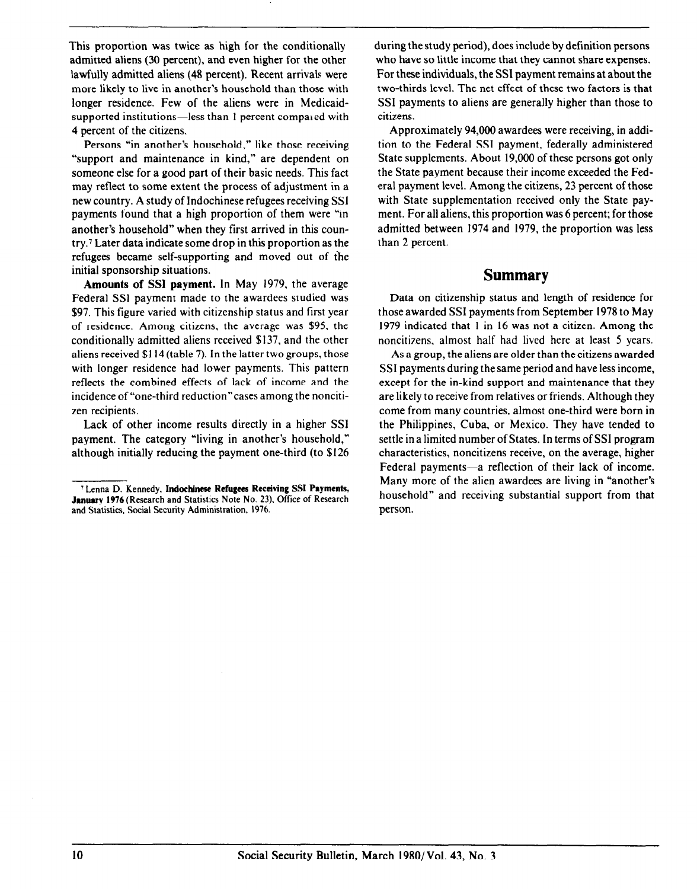This proportion was twice as high for the conditionally admitted aliens (30 percent), and even higher for the other lawfully admitted aliens (48 percent). Recent arrivals were more likely to live in another's household than those with longer residence. Few of the aliens were in Medicaid-supported institutions—less than 1 percent compared with 4 percent of the citizens.

Persons "in another's household," like those receiving "support and maintenance in kind," are dependent on someone else for a good part of their basic needs. This fact may reflect to some extent the process of adjustment in a new country. A study of Indochinese refugees receiving SSI payments found that a high proportion of them were "in another's household" when they first arrived in this country.[7] Later data indicate some drop in this proportion as the refugees became self-supporting and moved out of the initial sponsorship situations.

**Amounts of SSI payment.** In May 1979, the average Federal SSI payment made to the awardees studied was $97. This figure varied with citizenship status and first year of residence. Among citizens, the average was $95, the conditionally admitted aliens received $137, and the other aliens received $114 (table 7). In the latter two groups, those with longer residence had lower payments. This pattern reflects the combined effects of lack of income and the incidence of "one-third reduction" cases among the noncitizen recipients.

Lack of other income results directly in a higher SSI payment. The category "living in another's household," although initially reducing the payment one-third (to $126 during the study period), does include by definition persons who have so little income that they cannot share expenses. For these individuals, the SSI payment remains at about the two-thirds level. The net effect of these two factors is that SSI payments to aliens are generally higher than those to citizens.

Approximately 94,000 awardees were receiving, in addition to the Federal SSI payment, federally administered State supplements. About 19,000 of these persons got only the State payment because their income exceeded the Federal payment level. Among the citizens, 23 percent of those with State supplementation received only the State payment. For all aliens, this proportion was 6 percent; for those admitted between 1974 and 1979, the proportion was less than 2 percent.

## Summary

Data on citizenship status and length of residence for those awarded SSI payments from September 1978 to May 1979 indicated that 1 in 16 was not a citizen. Among the noncitizens, almost half had lived here at least 5 years.

As a group, the aliens are older than the citizens awarded SSI payments during the same period and have less income, except for the in-kind support and maintenance that they are likely to receive from relatives or friends. Although they come from many countries, almost one-third were born in the Philippines, Cuba, or Mexico. They have tended to settle in a limited number of States. In terms of SSI program characteristics, noncitizens receive, on the average, higher Federal payments—a reflection of their lack of income. Many more of the alien awardees are living in "another's household" and receiving substantial support from that person.

---

[7] Lenna D. Kennedy, **Indochinese Refugees Receiving SSI Payments, January 1976** (Research and Statistics Note No. 23), Office of Research and Statistics, Social Security Administration, 1976.